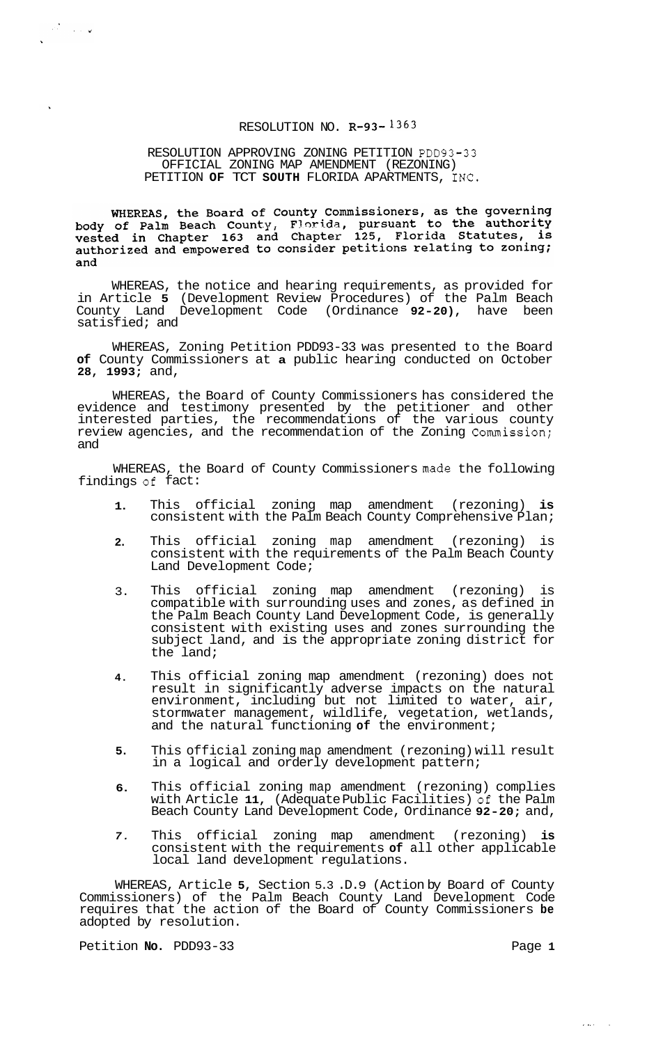# RESOLUTION NO. R-93-1363

## RESOLUTION APPROVING ZONING PETITION PDD93-33 OFFICIAL ZONING MAP AMENDMENT (REZONING) PETITION OF TCT SOUTH FLORIDA APARTMENTS, INC.

**WHEREAS, the Board of County Commissioners, as the governing body of Palm Beach County, Florida, pursuant to the authority vested in Chapter 163 and Chapter 125, Florida Statutes, is authorized and empowered to consider petitions relating to zoning; and**

WHEREAS, the notice and hearing requirements, as provided for in Article 5 (Development Review Procedures) of the Palm Beach County Land Development Code (Ordinance 92-20), have been satisfied; and

WHEREAS, Zoning Petition PDD93-33 was presented to the Board of County Commissioners at a public hearing conducted on October 28, 1993; and,

WHEREAS, the Board of County Commissioners has considered the evidence and testimony presented by the petitioner and other interested parties, the recommendations of the various county review agencies, and the recommendation of the Zoning Commission; and

WHEREAS, the Board of County Commissioners made the following findings of fact:

1. This official zoning map amendment (rezoning) is consistent with the Palm Beach County Comprehensive Plan;
2. This official zoning map amendment (rezoning) is consistent with the requirements of the Palm Beach County Land Development Code;
3. This official zoning map amendment (rezoning) is compatible with surrounding uses and zones, as defined in the Palm Beach County Land Development Code, is generally consistent with existing uses and zones surrounding the subject land, and is the appropriate zoning district for the land;
4. This official zoning map amendment (rezoning) does not result in significantly adverse impacts on the natural environment, including but not limited to water, air, stormwater management, wildlife, vegetation, wetlands, and the natural functioning of the environment;
5. This official zoning map amendment (rezoning) will result in a logical and orderly development pattern;
6. This official zoning map amendment (rezoning) complies with Article 11, (Adequate Public Facilities) of the Palm Beach County Land Development Code, Ordinance 92-20; and,
7. This official zoning map amendment (rezoning) is consistent with the requirements of all other applicable local land development regulations.

WHEREAS, Article 5, Section 5.3 .D.9 (Action by Board of County Commissioners) of the Palm Beach County Land Development Code requires that the action of the Board of County Commissioners be adopted by resolution.

Petition No. PDD93-33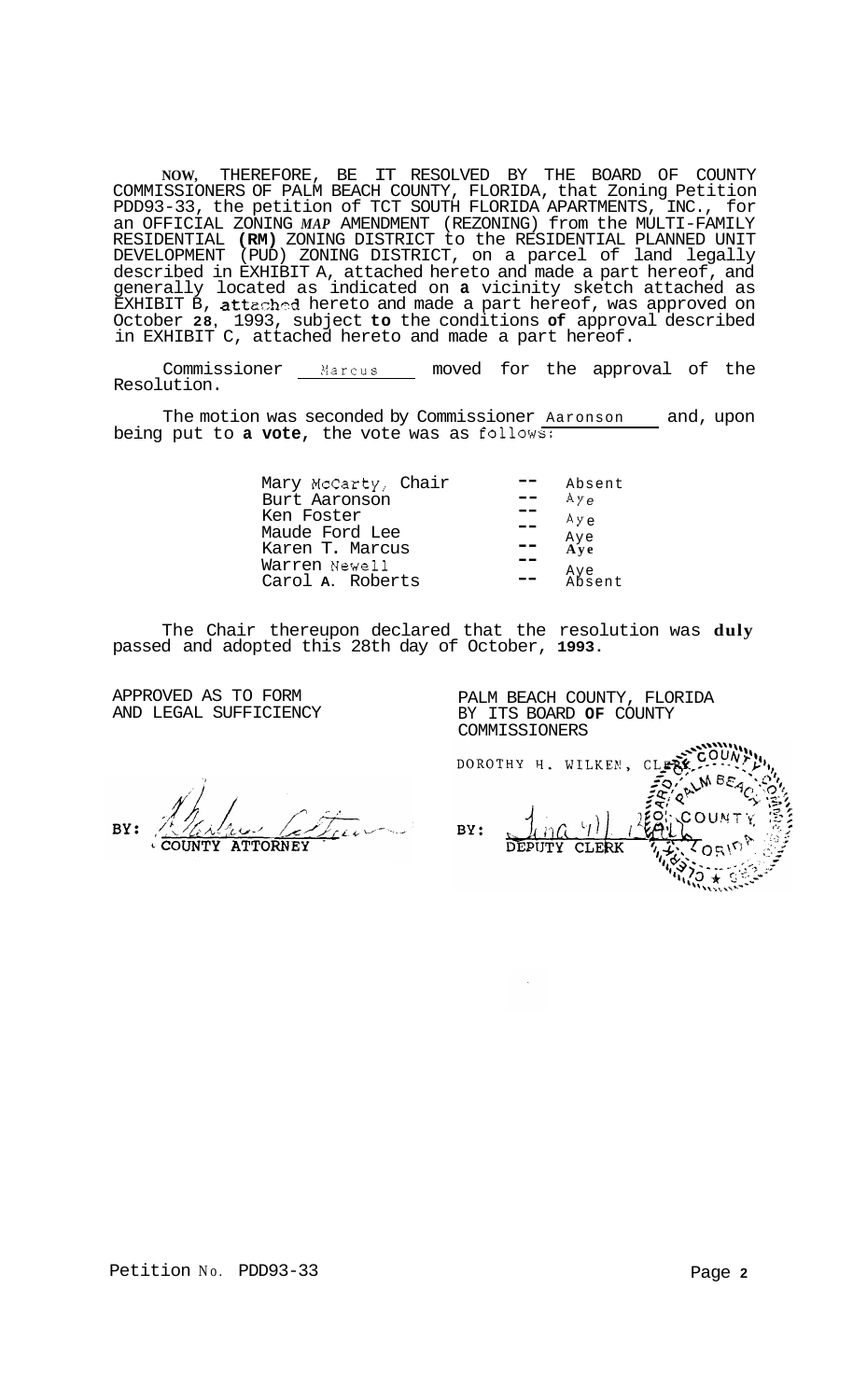NOW, THEREFORE, BE IT RESOLVED BY THE BOARD OF COUNTY COMMISSIONERS OF PALM BEACH COUNTY, FLORIDA, that Zoning Petition PDD93-33, the petition of TCT SOUTH FLORIDA APARTMENTS, INC., for an OFFICIAL ZONING MAP AMENDMENT (REZONING) from the MULTI-FAMILY RESIDENTIAL (RM) ZONING DISTRICT to the RESIDENTIAL PLANNED UNIT DEVELOPMENT (PUD) ZONING DISTRICT, on a parcel of land legally described in EXHIBIT A, attached hereto and made a part hereof, and generally located as indicated on a vicinity sketch attached as EXHIBIT B, attached hereto and made a part hereof, was approved on October 28, 1993, subject to the conditions of approval described in EXHIBIT C, attached hereto and made a part hereof.

Commissioner Marcus moved for the approval of the Resolution.

The motion was seconded by Commissioner Aaronson and, upon being put to a vote, the vote was as follows:

| | | |
|---|---|---|
| Mary McCarty, Chair | -- | Absent |
| Burt Aaronson | -- | Aye |
| Ken Foster | -- | Aye |
| Maude Ford Lee | -- | Aye |
| Karen T. Marcus | -- | Aye |
| Warren Newell | -- | Aye |
| Carol A. Roberts | -- | Absent |

The Chair thereupon declared that the resolution was duly passed and adopted this 28th day of October, 1993.

APPROVED AS TO FORM AND LEGAL SUFFICIENCY

BY: COUNTY ATTORNEY

PALM BEACH COUNTY, FLORIDA BY ITS BOARD OF COUNTY COMMISSIONERS

DOROTHY H. WILKEN, CLERK

BY: DEPUTY CLERK

Petition No. PDD93-33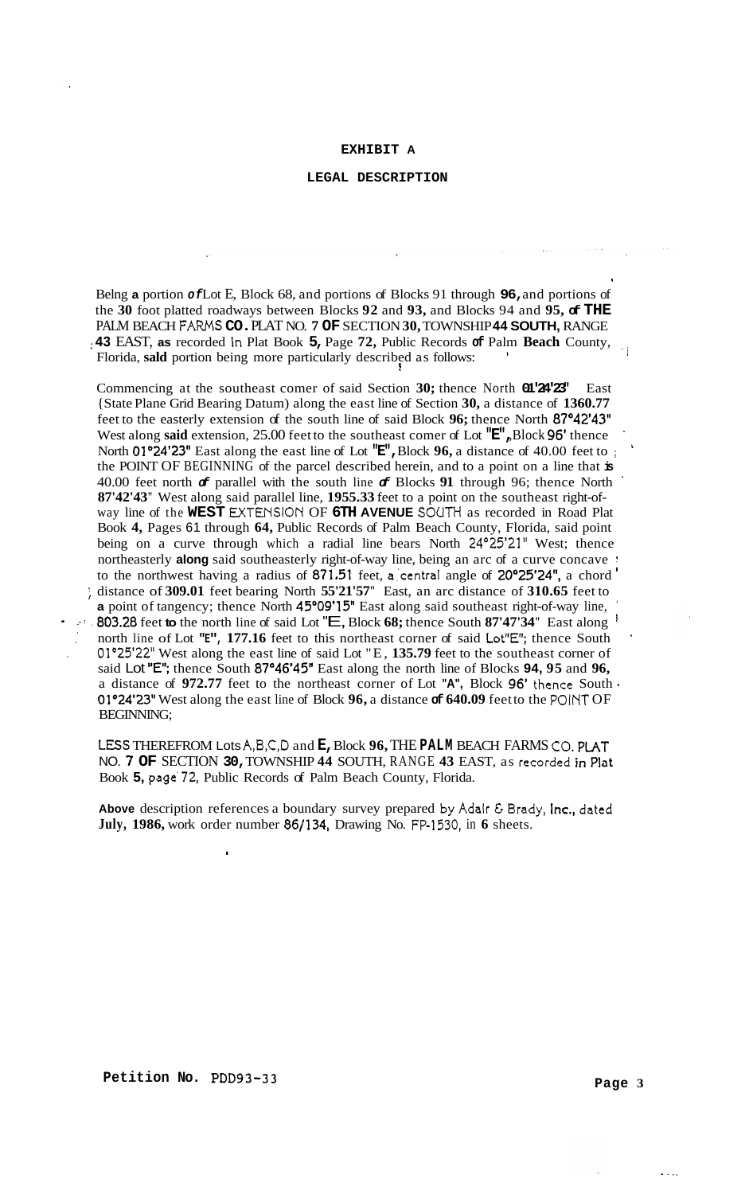# EXHIBIT A

## LEGAL DESCRIPTION

Being a portion of Lot E, Block 68, and portions of Blocks 91 through 96, and portions of the 30 foot platted roadways between Blocks 92 and 93, and Blocks 94 and 95, of THE PALM BEACH FARMS CO. PLAT NO. 7 OF SECTION 30, TOWNSHIP 44 SOUTH, RANGE 43 EAST, as recorded in Plat Book 5, Page 72, Public Records of Palm Beach County, Florida, said portion being more particularly described as follows:

Commencing at the southeast corner of said Section 30; thence North 01°24'23" East (State Plane Grid Bearing Datum) along the east line of Section 30, a distance of 1360.77 feet to the easterly extension of the south line of said Block 96; thence North 87°42'43" West along said extension, 25.00 feet to the southeast corner of Lot "E", Block 96' thence North 01°24'23" East along the east line of Lot "E", Block 96, a distance of 40.00 feet to the POINT OF BEGINNING of the parcel described herein, and to a point on a line that is 40.00 feet north of parallel with the south line of Blocks 91 through 96; thence North 87°42'43" West along said parallel line, 1955.33 feet to a point on the southeast right-of-way line of the WEST EXTENSION OF 6TH AVENUE SOUTH as recorded in Road Plat Book 4, Pages 61 through 64, Public Records of Palm Beach County, Florida, said point being on a curve through which a radial line bears North 24°25'21" West; thence northeasterly along said southeasterly right-of-way line, being an arc of a curve concave to the northwest having a radius of 871.51 feet, a central angle of 20°25'24", a chord distance of 309.01 feet bearing North 55'21'57" East, an arc distance of 310.65 feet to a point of tangency; thence North 45°09'15" East along said southeast right-of-way line, 803.28 feet to the north line of said Lot "E, Block 68; thence South 87'47'34" East along north line of Lot "E", 177.16 feet to this northeast corner of said Lot "E"; thence South 01°25'22" West along the east line of said Lot "E, 135.79 feet to the southeast corner of said Lot "E"; thence South 87°46'45" East along the north line of Blocks 94, 95 and 96, a distance of 972.77 feet to the northeast corner of Lot "A", Block 96' thence South 01°24'23" West along the east line of Block 96, a distance of 640.09 feet to the POINT OF BEGINNING;

LESS THEREFROM Lots A,B,C,D and E, Block 96, THE PALM BEACH FARMS CO. PLAT NO. 7 OF SECTION 30, TOWNSHIP 44 SOUTH, RANGE 43 EAST, as recorded in Plat Book 5, page 72, Public Records of Palm Beach County, Florida.

Above description references a boundary survey prepared by Adair & Brady, Inc., dated July, 1986, work order number 86/134, Drawing No. FP-1530, in 6 sheets.

**Petition No.** PDD93-33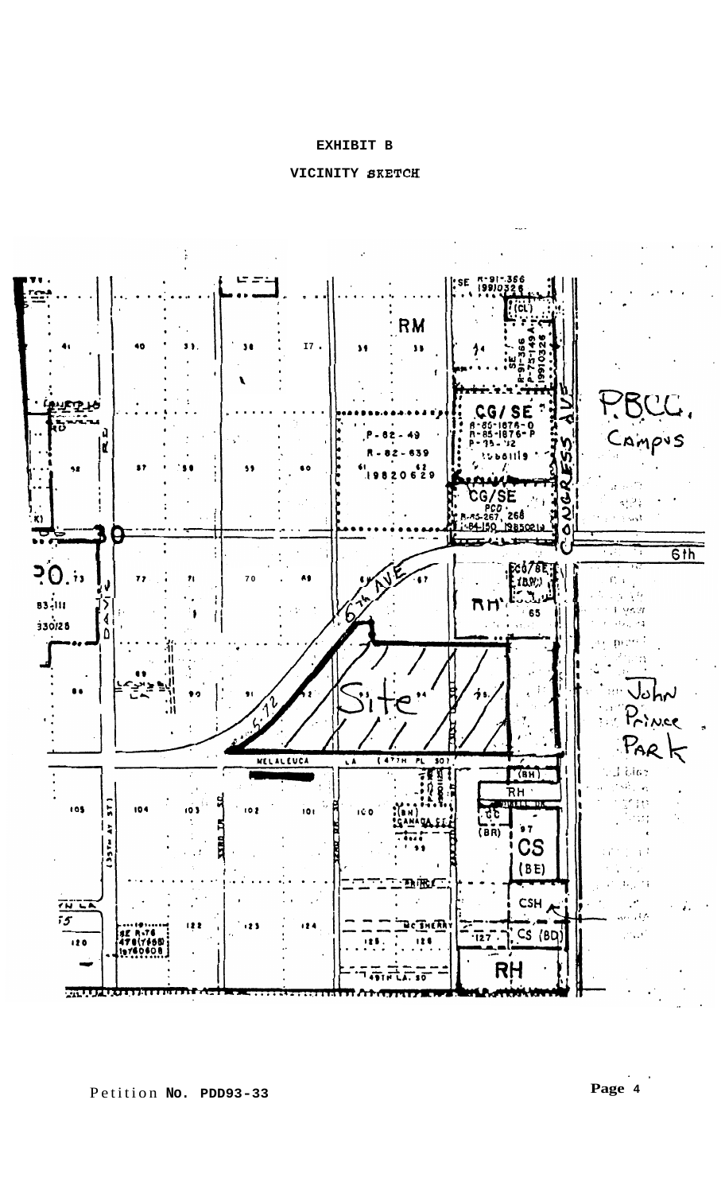**EXHIBIT B**

**VICINITY SKETCH**

Petition No. PDD93-33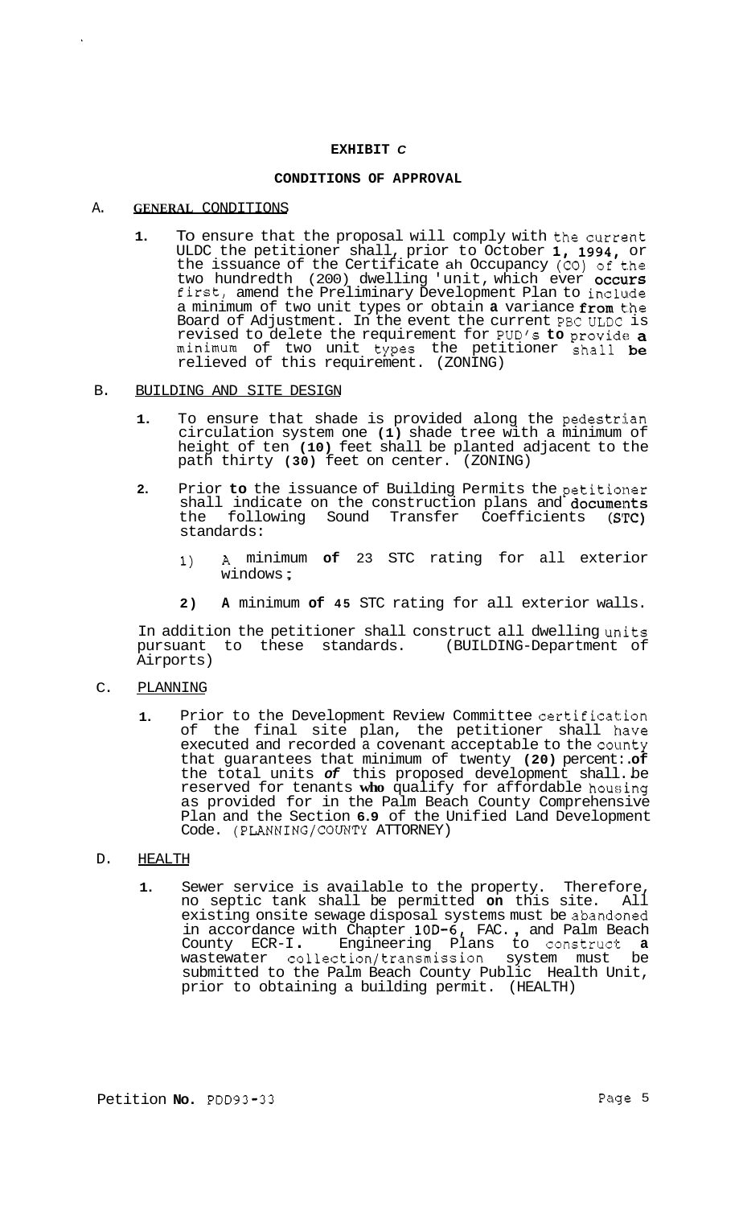**EXHIBIT C**

**CONDITIONS OF APPROVAL**

A. GENERAL CONDITIONS

1. To ensure that the proposal will comply with the current ULDC the petitioner shall, prior to October 1, 1994, or the issuance of the Certificate ah Occupancy (CO) of the two hundredth (200) dwelling 'unit, which ever occurs first, amend the Preliminary Development Plan to include a minimum of two unit types or obtain a variance from the Board of Adjustment. In the event the current PBC ULDC is revised to delete the requirement for PUD's to provide a minimum of two unit types the petitioner shall be relieved of this requirement. (ZONING)

B. BUILDING AND SITE DESIGN

1. To ensure that shade is provided along the pedestrian circulation system one (1) shade tree with a minimum of height of ten (10) feet shall be planted adjacent to the path thirty (30) feet on center. (ZONING)

2. Prior to the issuance of Building Permits the petitioner shall indicate on the construction plans and documents the following Sound Transfer Coefficients (STC) standards:

   1) A minimum of 23 STC rating for all exterior windows;

   2) A minimum of 45 STC rating for all exterior walls.

In addition the petitioner shall construct all dwelling units pursuant to these standards. (BUILDING-Department of Airports)

C. PLANNING

1. Prior to the Development Review Committee certification of the final site plan, the petitioner shall have executed and recorded a covenant acceptable to the county that guarantees that minimum of twenty (20) percent of the total units of this proposed development shall be reserved for tenants who qualify for affordable housing as provided for in the Palm Beach County Comprehensive Plan and the Section 6.9 of the Unified Land Development Code. (PLANNING/COUNTY ATTORNEY)

D. HEALTH

1. Sewer service is available to the property. Therefore, no septic tank shall be permitted on this site. All existing onsite sewage disposal systems must be abandoned in accordance with Chapter 10D-6, FAC., and Palm Beach County ECR-I. Engineering Plans to construct a wastewater collection/transmission system must be submitted to the Palm Beach County Public Health Unit, prior to obtaining a building permit. (HEALTH)

Petition No. PDD93-33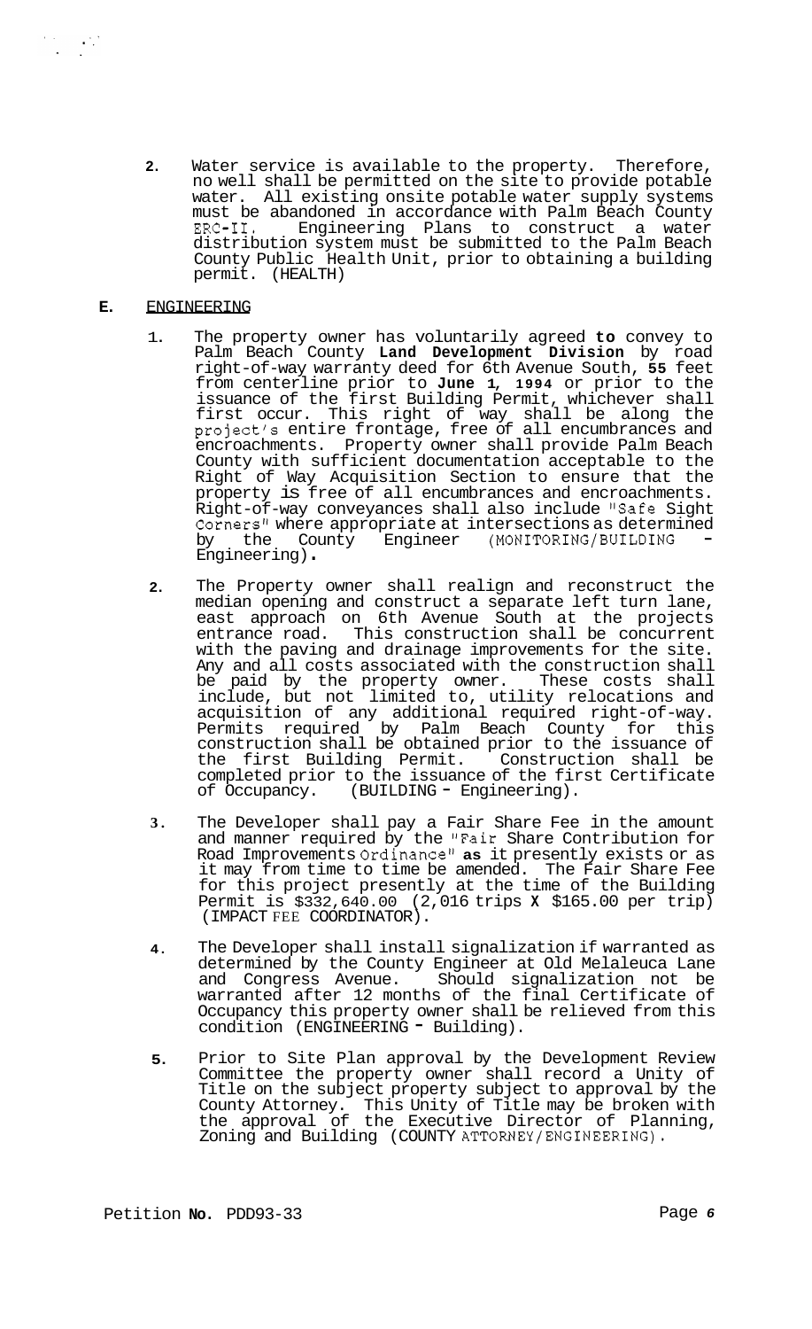2. Water service is available to the property. Therefore, no well shall be permitted on the site to provide potable water. All existing onsite potable water supply systems must be abandoned in accordance with Palm Beach County ERC-II. Engineering Plans to construct a water distribution system must be submitted to the Palm Beach County Public Health Unit, prior to obtaining a building permit. (HEALTH)

## E. ENGINEERING

1. The property owner has voluntarily agreed **to** convey to Palm Beach County **Land Development Division** by road right-of-way warranty deed for 6th Avenue South, **55** feet from centerline prior to **June 1, 1994** or prior to the issuance of the first Building Permit, whichever shall first occur. This right of way shall be along the project's entire frontage, free of all encumbrances and encroachments. Property owner shall provide Palm Beach County with sufficient documentation acceptable to the Right of Way Acquisition Section to ensure that the property is free of all encumbrances and encroachments. Right-of-way conveyances shall also include "Safe Sight Corners" where appropriate at intersections as determined by the County Engineer (MONITORING/BUILDING - Engineering).

2. The Property owner shall realign and reconstruct the median opening and construct a separate left turn lane, east approach on 6th Avenue South at the projects entrance road. This construction shall be concurrent with the paving and drainage improvements for the site. Any and all costs associated with the construction shall be paid by the property owner. These costs shall include, but not limited to, utility relocations and acquisition of any additional required right-of-way. Permits required by Palm Beach County for this construction shall be obtained prior to the issuance of the first Building Permit. Construction shall be completed prior to the issuance of the first Certificate of Occupancy. (BUILDING - Engineering).

3. The Developer shall pay a Fair Share Fee in the amount and manner required by the "Fair Share Contribution for Road Improvements Ordinance" **as** it presently exists or as it may from time to time be amended. The Fair Share Fee for this project presently at the time of the Building Permit is $332,640.00 (2,016 trips **X** $165.00 per trip) (IMPACT FEE COORDINATOR).

4. The Developer shall install signalization if warranted as determined by the County Engineer at Old Melaleuca Lane and Congress Avenue. Should signalization not be warranted after 12 months of the final Certificate of Occupancy this property owner shall be relieved from this condition (ENGINEERING - Building).

5. Prior to Site Plan approval by the Development Review Committee the property owner shall record a Unity of Title on the subject property subject to approval by the County Attorney. This Unity of Title may be broken with the approval of the Executive Director of Planning, Zoning and Building (COUNTY ATTORNEY/ENGINEERING).

Petition **No.** PDD93-33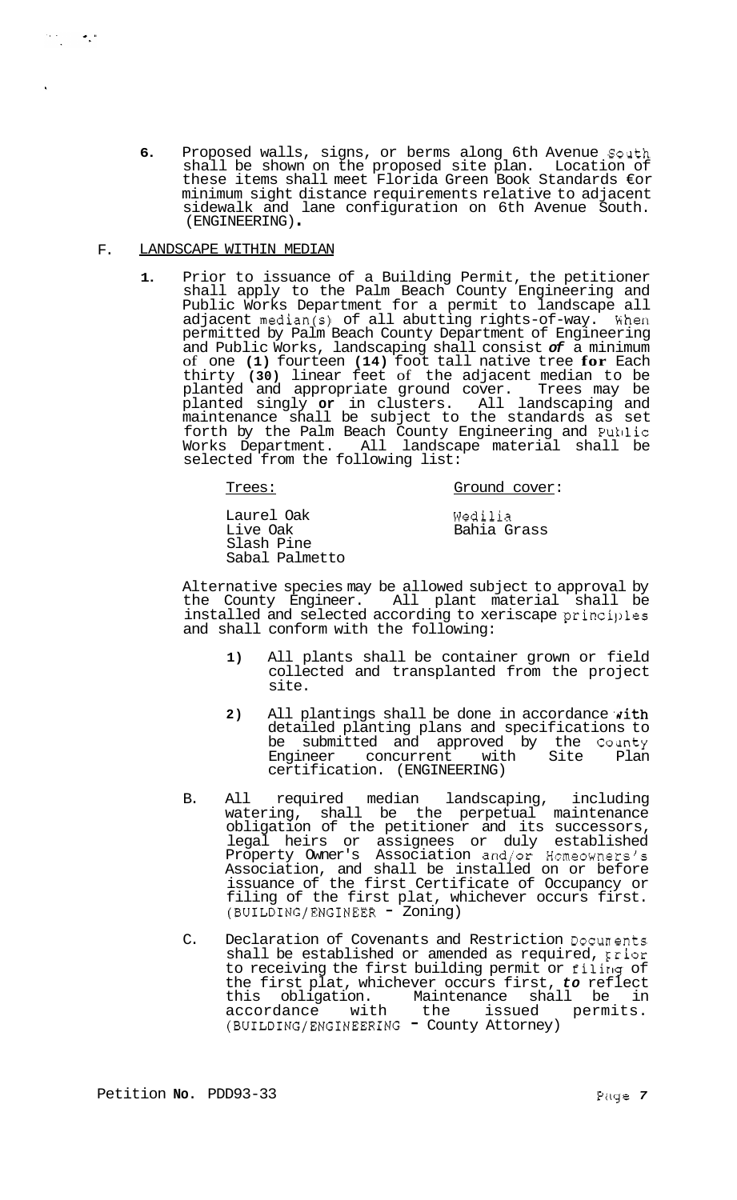6. Proposed walls, signs, or berms along 6th Avenue South shall be shown on the proposed site plan. Location of these items shall meet Florida Green Book Standards €or minimum sight distance requirements relative to adjacent sidewalk and lane configuration on 6th Avenue South. (ENGINEERING).

F. LANDSCAPE WITHIN MEDIAN

1. Prior to issuance of a Building Permit, the petitioner shall apply to the Palm Beach County Engineering and Public Works Department for a permit to landscape all adjacent median(s) of all abutting rights-of-way. When permitted by Palm Beach County Department of Engineering and Public Works, landscaping shall consist *of* a minimum of one **(1)** fourteen **(14)** foot tall native tree **for** Each thirty **(30)** linear feet of the adjacent median to be planted and appropriate ground cover. Trees may be planted singly **or** in clusters. All landscaping and maintenance shall be subject to the standards as set forth by the Palm Beach County Engineering and Public Works Department. All landscape material shall be selected from the following list:

| Trees: | Ground cover: |
|---|---|
| Laurel Oak | Wedilia |
| Live Oak | Bahia Grass |
| Slash Pine | |
| Sabal Palmetto | |

Alternative species may be allowed subject to approval by the County Engineer. All plant material shall be installed and selected according to xeriscape principles and shall conform with the following:

1) All plants shall be container grown or field collected and transplanted from the project site.

2) All plantings shall be done in accordance with detailed planting plans and specifications to be submitted and approved by the County Engineer concurrent with Site Plan certification. (ENGINEERING)

B. All required median landscaping, including watering, shall be the perpetual maintenance obligation of the petitioner and its successors, legal heirs or assignees or duly established Property Owner's Association and/or Homeowners's Association, and shall be installed on or before issuance of the first Certificate of Occupancy or filing of the first plat, whichever occurs first. (BUILDING/ENGINEER - Zoning)

C. Declaration of Covenants and Restriction Documents shall be established or amended as required, prior to receiving the first building permit or filing of the first plat, whichever occurs first, *to* reflect this obligation. Maintenance shall be in accordance with the issued permits. (BUILDING/ENGINEERING - County Attorney)

Petition **No.** PDD93-33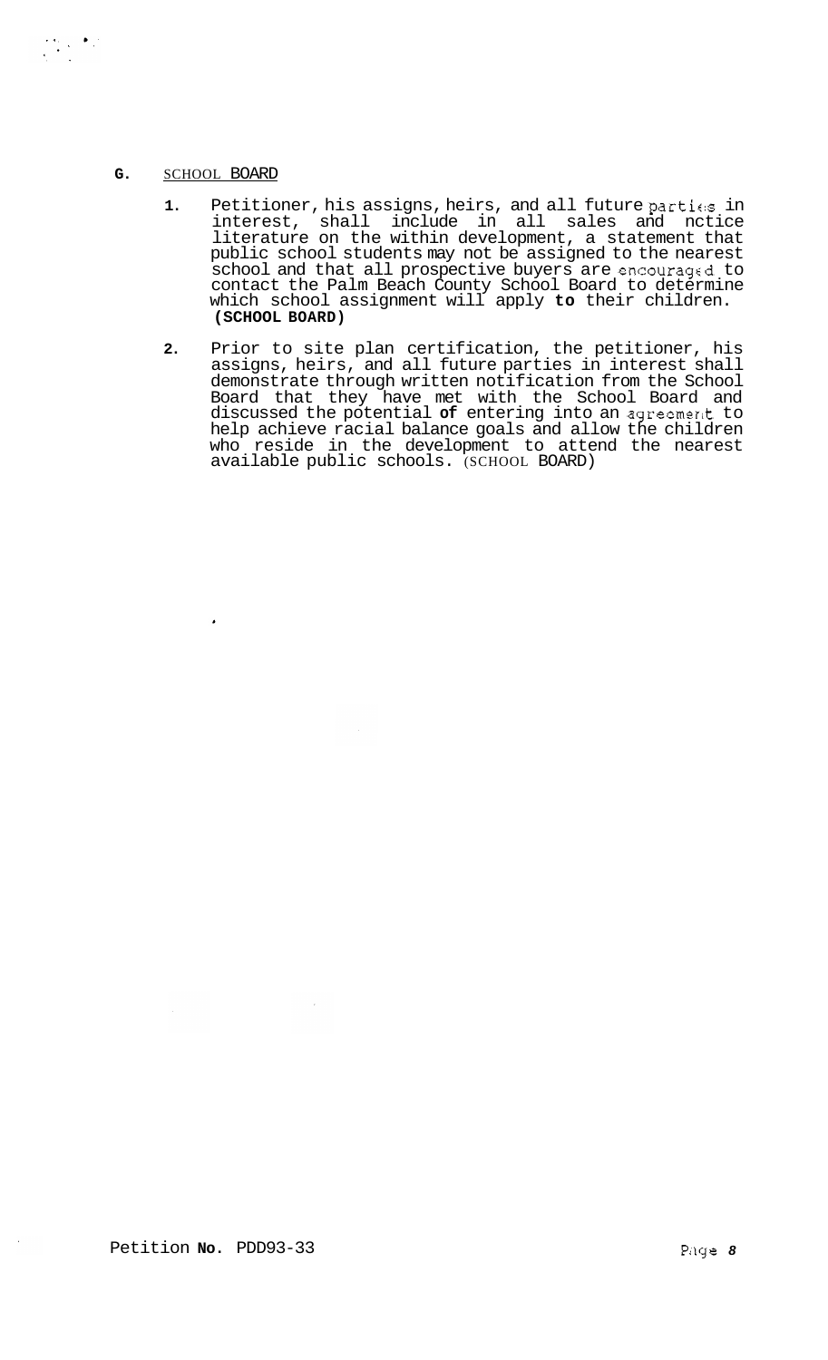**G.** SCHOOL BOARD

1. Petitioner, his assigns, heirs, and all future parties in interest, shall include in all sales and notice literature on the within development, a statement that public school students may not be assigned to the nearest school and that all prospective buyers are encouraged to contact the Palm Beach County School Board to determine which school assignment will apply to their children. **(SCHOOL BOARD)**

2. Prior to site plan certification, the petitioner, his assigns, heirs, and all future parties in interest shall demonstrate through written notification from the School Board that they have met with the School Board and discussed the potential of entering into an agreement to help achieve racial balance goals and allow the children who reside in the development to attend the nearest available public schools. (SCHOOL BOARD)

Petition No. PDD93-33